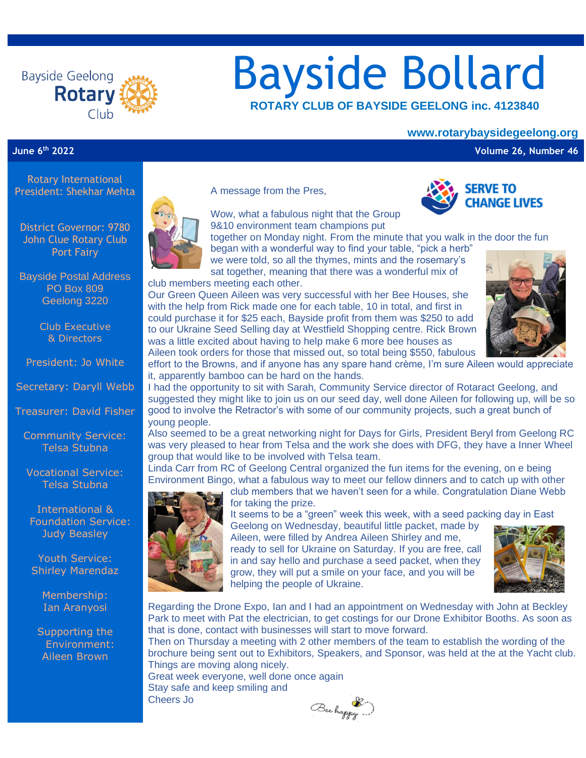# Bayside Bollard

**ROTARY CLUB OF BAYSIDE GEELONG inc. 4123840**

**www.rotarybaysidegeelong.org**

**June 6th 2022** | **Volume 26, Number 46**

Rotary International President: Shekhar Mehta

District Governor: 9780
John Clue Rotary Club
Port Fairy

Bayside Postal Address
PO Box 809
Geelong 3220

Club Executive & Directors

President: Jo White

Secretary: Daryll Webb

Treasurer: David Fisher

Community Service: Telsa Stubna

Vocational Service: Telsa Stubna

International & Foundation Service: Judy Beasley

Youth Service: Shirley Marendaz

Membership: Ian Aranyosi

Supporting the Environment: Aileen Brown

---

SERVE TO CHANGE LIVES

A message from the Pres,

Wow, what a fabulous night that the Group 9&10 environment team champions put together on Monday night. From the minute that you walk in the door the fun began with a wonderful way to find your table, "pick a herb" we were told, so all the thymes, mints and the rosemary's sat together, meaning that there was a wonderful mix of club members meeting each other.

Our Green Queen Aileen was very successful with her Bee Houses, she with the help from Rick made one for each table, 10 in total, and first in could purchase it for $25 each, Bayside profit from them was $250 to add to our Ukraine Seed Selling day at Westfield Shopping centre. Rick Brown was a little excited about having to help make 6 more bee houses as Aileen took orders for those that missed out, so total being $550, fabulous effort to the Browns, and if anyone has any spare hand crème, I'm sure Aileen would appreciate it, apparently bamboo can be hard on the hands.

I had the opportunity to sit with Sarah, Community Service director of Rotaract Geelong, and suggested they might like to join us on our seed day, well done Aileen for following up, will be so good to involve the Retractor's with some of our community projects, such a great bunch of young people.

Also seemed to be a great networking night for Days for Girls, President Beryl from Geelong RC was very pleased to hear from Telsa and the work she does with DFG, they have a Inner Wheel group that would like to be involved with Telsa team.

Linda Carr from RC of Geelong Central organized the fun items for the evening, on e being Environment Bingo, what a fabulous way to meet our fellow dinners and to catch up with other club members that we haven't seen for a while. Congratulation Diane Webb for taking the prize.

It seems to be a "green" week this week, with a seed packing day in East Geelong on Wednesday, beautiful little packet, made by Aileen, were filled by Andrea Aileen Shirley and me, ready to sell for Ukraine on Saturday. If you are free, call in and say hello and purchase a seed packet, when they grow, they will put a smile on your face, and you will be helping the people of Ukraine.

Regarding the Drone Expo, Ian and I had an appointment on Wednesday with John at Beckley Park to meet with Pat the electrician, to get costings for our Drone Exhibitor Booths. As soon as that is done, contact with businesses will start to move forward.

Then on Thursday a meeting with 2 other members of the team to establish the wording of the brochure being sent out to Exhibitors, Speakers, and Sponsor, was held at the at the Yacht club. Things are moving along nicely.

Great week everyone, well done once again

Stay safe and keep smiling and

Cheers Jo

Bee happy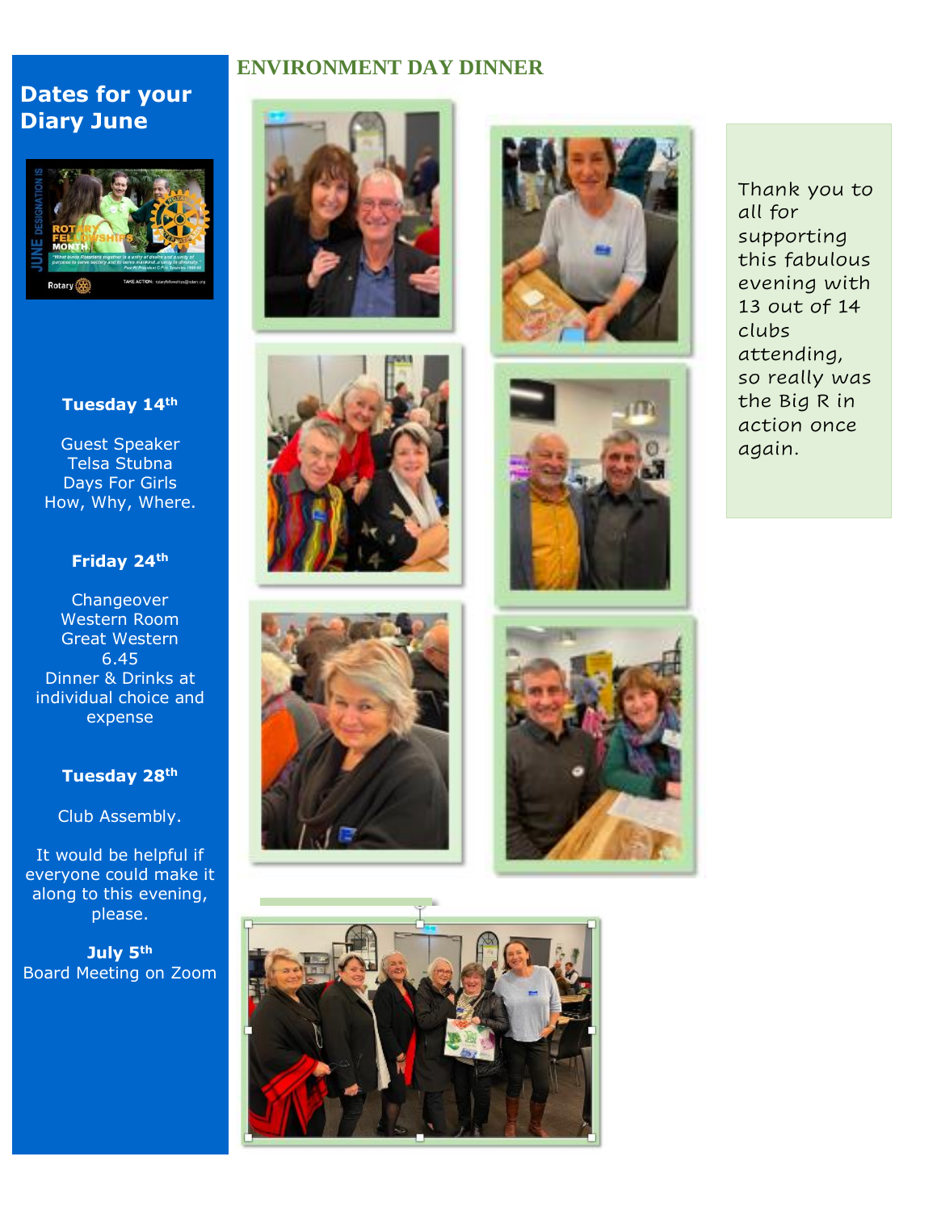## Dates for your Diary June

**Tuesday 14th**

Guest Speaker
Telsa Stubna
Days For Girls
How, Why, Where.

**Friday 24th**

Changeover
Western Room
Great Western
6.45
Dinner & Drinks at individual choice and expense

**Tuesday 28th**

Club Assembly.

It would be helpful if everyone could make it along to this evening, please.

**July 5th**
Board Meeting on Zoom

## ENVIRONMENT DAY DINNER

Thank you to all for supporting this fabulous evening with 13 out of 14 clubs attending, so really was the Big R in action once again.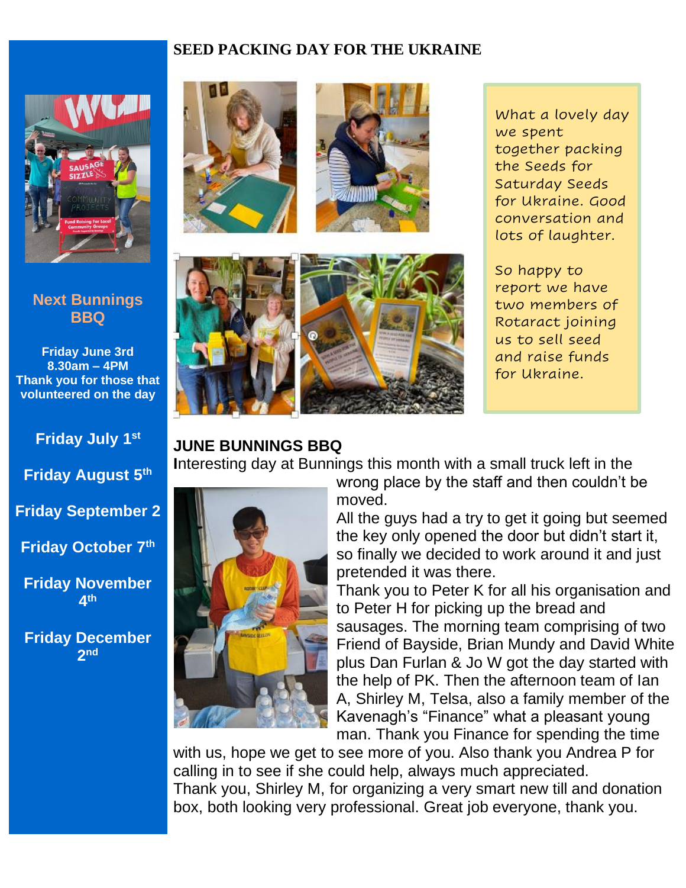## SEED PACKING DAY FOR THE UKRAINE

What a lovely day we spent together packing the Seeds for Saturday Seeds for Ukraine. Good conversation and lots of laughter.

So happy to report we have two members of Rotaract joining us to sell seed and raise funds for Ukraine.

## JUNE BUNNINGS BBQ

Interesting day at Bunnings this month with a small truck left in the wrong place by the staff and then couldn't be moved.

All the guys had a try to get it going but seemed the key only opened the door but didn't start it, so finally we decided to work around it and just pretended it was there.

Thank you to Peter K for all his organisation and to Peter H for picking up the bread and sausages. The morning team comprising of two Friend of Bayside, Brian Mundy and David White plus Dan Furlan & Jo W got the day started with the help of PK. Then the afternoon team of Ian A, Shirley M, Telsa, also a family member of the Kavenagh's "Finance" what a pleasant young man. Thank you Finance for spending the time with us, hope we get to see more of you. Also thank you Andrea P for calling in to see if she could help, always much appreciated.

Thank you, Shirley M, for organizing a very smart new till and donation box, both looking very professional. Great job everyone, thank you.

---

**Next Bunnings BBQ**

**Friday June 3rd**
**8.30am – 4PM**
**Thank you for those that volunteered on the day**

**Friday July 1st**

**Friday August 5th**

**Friday September 2**

**Friday October 7th**

**Friday November 4th**

**Friday December 2nd**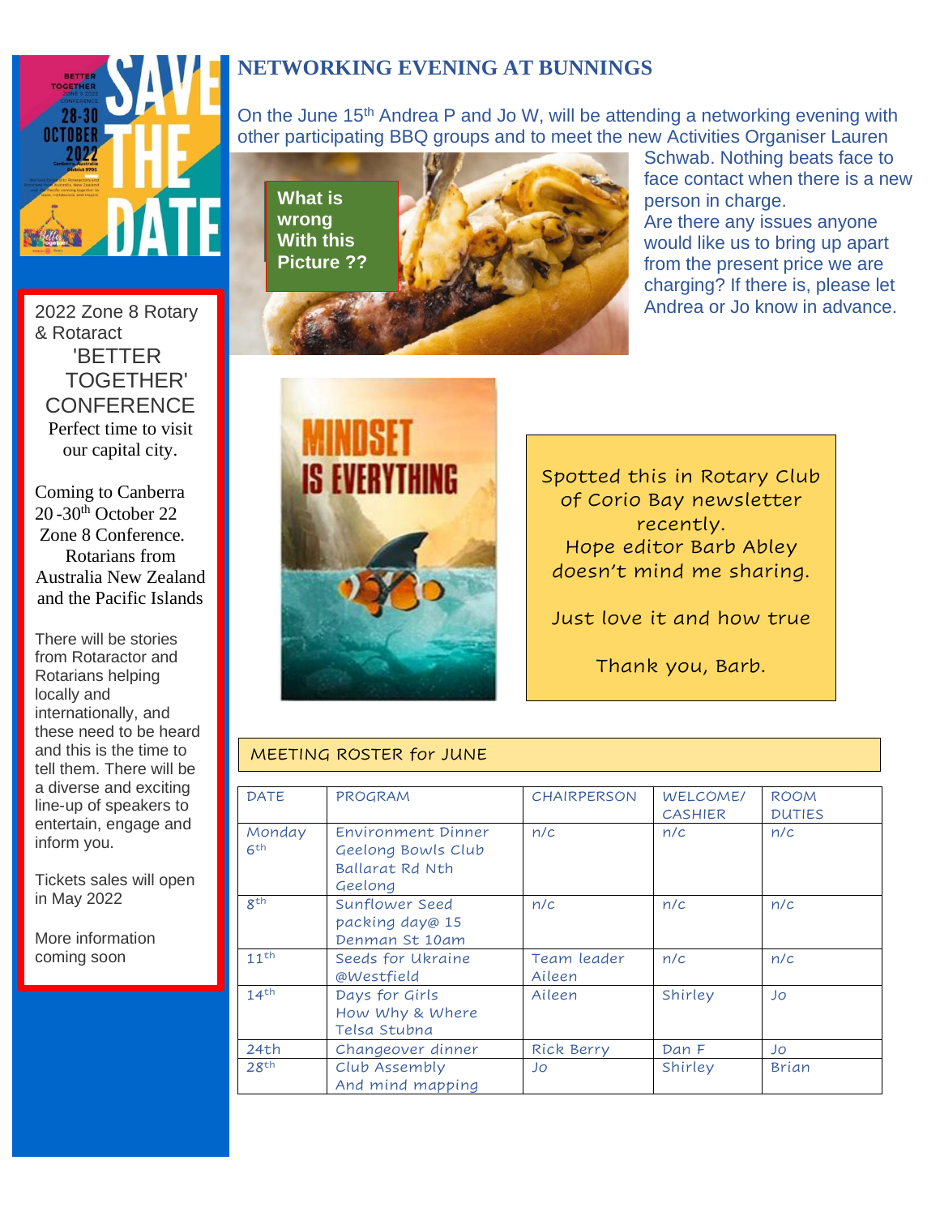## NETWORKING EVENING AT BUNNINGS

On the June 15th Andrea P and Jo W, will be attending a networking evening with other participating BBQ groups and to meet the new Activities Organiser Lauren Schwab. Nothing beats face to face contact when there is a new person in charge.

Are there any issues anyone would like us to bring up apart from the present price we are charging? If there is, please let Andrea or Jo know in advance.

**What is wrong With this Picture ??**

Spotted this in Rotary Club of Corio Bay newsletter recently.
Hope editor Barb Abley doesn't mind me sharing.

Just love it and how true

Thank you, Barb.

2022 Zone 8 Rotary & Rotaract 'BETTER TOGETHER' CONFERENCE
Perfect time to visit our capital city.

Coming to Canberra 20 -30th October 22 Zone 8 Conference. Rotarians from Australia New Zealand and the Pacific Islands

There will be stories from Rotaractor and Rotarians helping locally and internationally, and these need to be heard and this is the time to tell them. There will be a diverse and exciting line-up of speakers to entertain, engage and inform you.

Tickets sales will open in May 2022

More information coming soon

MEETING ROSTER for JUNE

| DATE | PROGRAM | CHAIRPERSON | WELCOME/ CASHIER | ROOM DUTIES |
|---|---|---|---|---|
| Monday 6th | Environment Dinner Geelong Bowls Club Ballarat Rd Nth Geelong | n/c | n/c | n/c |
| 8th | Sunflower Seed packing day@ 15 Denman St 10am | n/c | n/c | n/c |
| 11th | Seeds for Ukraine @Westfield | Team leader Aileen | n/c | n/c |
| 14th | Days for Girls How Why & Where Telsa Stubna | Aileen | Shirley | Jo |
| 24th | Changeover dinner | Rick Berry | Dan F | Jo |
| 28th | Club Assembly And mind mapping | Jo | Shirley | Brian |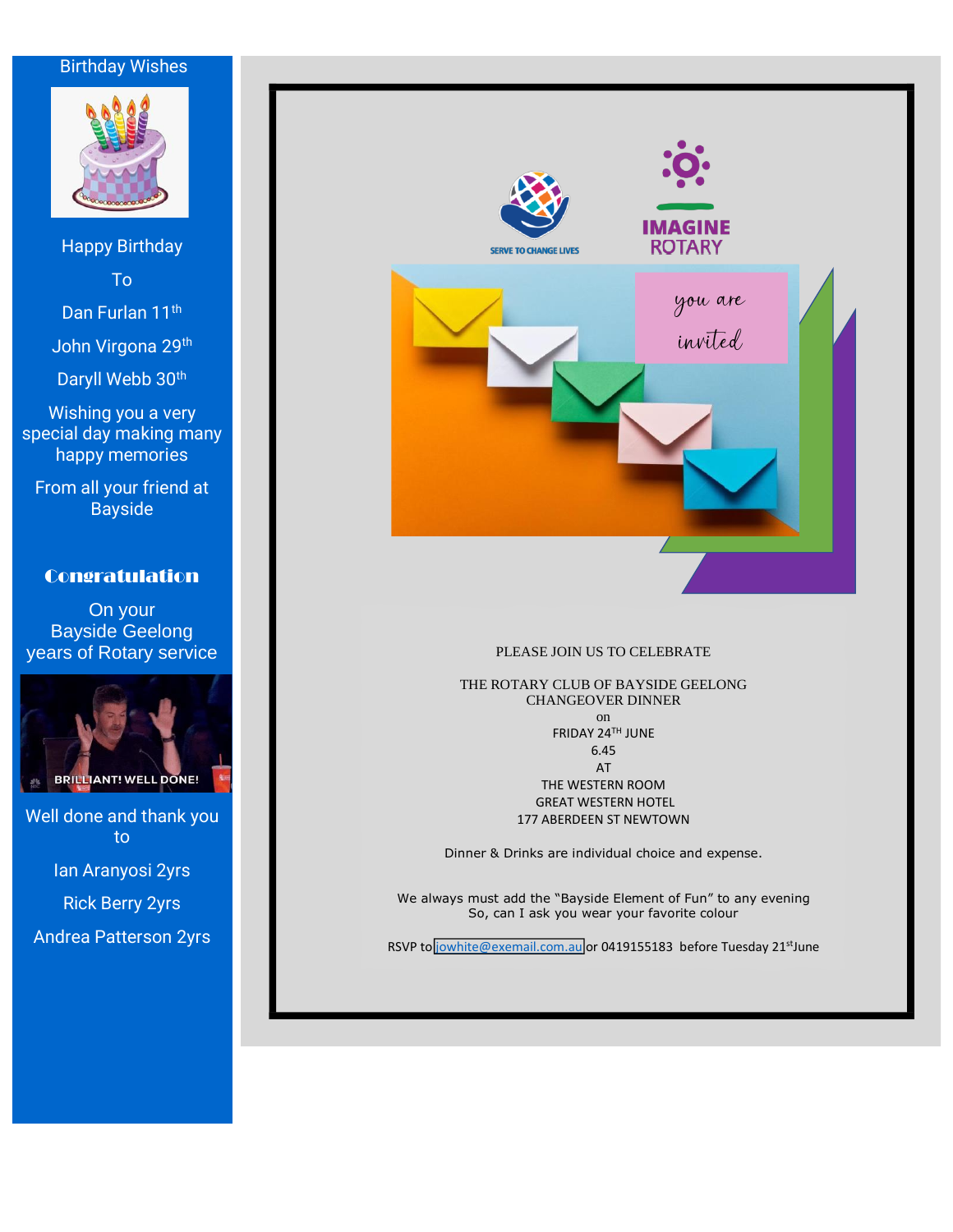## Birthday Wishes

Happy Birthday

To

Dan Furlan 11th

John Virgona 29th

Daryll Webb 30th

Wishing you a very special day making many happy memories

From all your friend at Bayside

## Congratulation

On your Bayside Geelong years of Rotary service

BRILLIANT! WELL DONE!

Well done and thank you to

Ian Aranyosi 2yrs

Rick Berry 2yrs

Andrea Patterson 2yrs

SERVE TO CHANGE LIVES

IMAGINE ROTARY

you are invited

PLEASE JOIN US TO CELEBRATE

THE ROTARY CLUB OF BAYSIDE GEELONG
CHANGEOVER DINNER
on
FRIDAY 24TH JUNE
6.45
AT
THE WESTERN ROOM
GREAT WESTERN HOTEL
177 ABERDEEN ST NEWTOWN

Dinner & Drinks are individual choice and expense.

We always must add the "Bayside Element of Fun" to any evening
So, can I ask you wear your favorite colour

RSVP to jowhite@exemail.com.au or 0419155183 before Tuesday 21st June